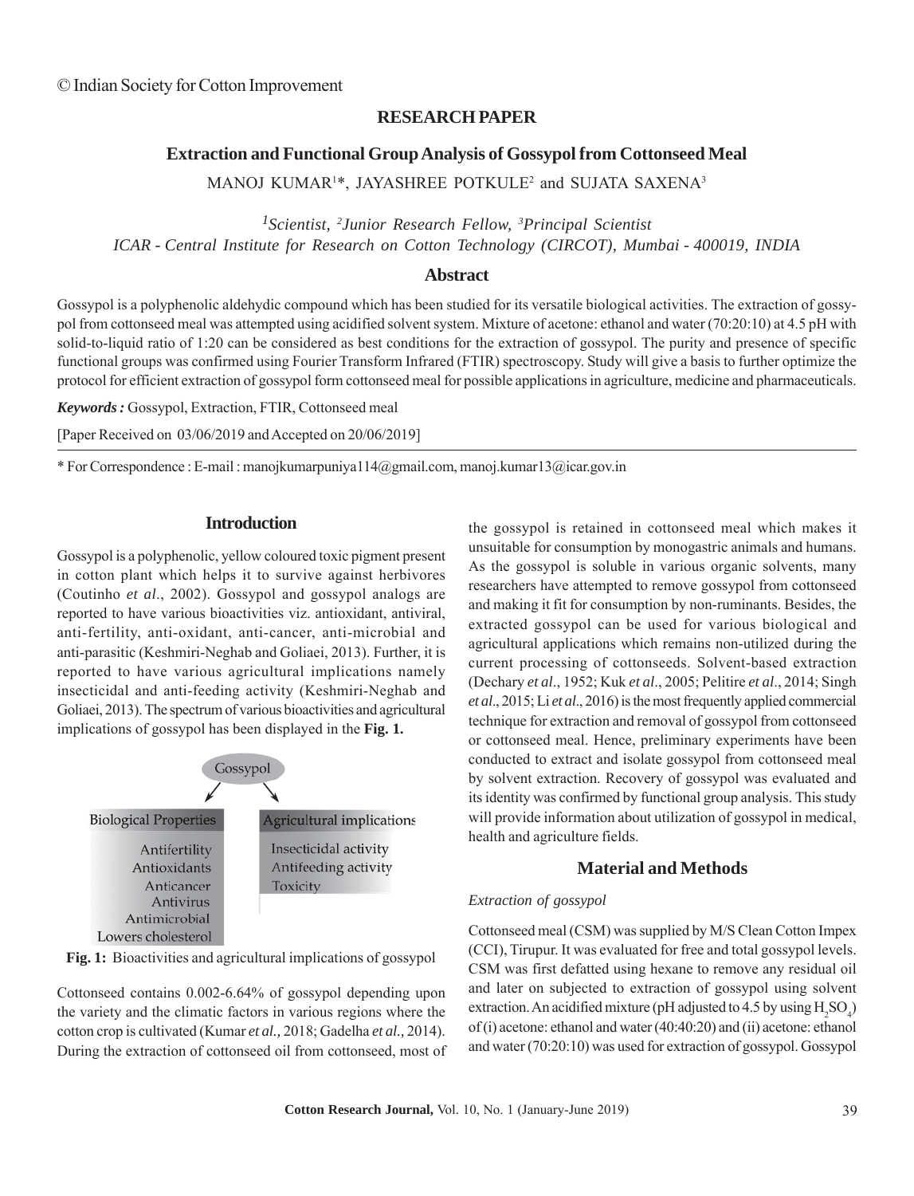© Indian Society for Cotton Improvement

**RESEARCH PAPER**

# Extraction and Functional Group Analysis of Gossypol from Cottonseed Meal

MANOJ KUMAR[1]*, JAYASHREE POTKULE[2] and SUJATA SAXENA[3]

*[1]Scientist, [2]Junior Research Fellow, [3]Principal Scientist*
*ICAR - Central Institute for Research on Cotton Technology (CIRCOT), Mumbai - 400019, INDIA*

## Abstract

Gossypol is a polyphenolic aldehydic compound which has been studied for its versatile biological activities. The extraction of gossypol from cottonseed meal was attempted using acidified solvent system. Mixture of acetone: ethanol and water (70:20:10) at 4.5 pH with solid-to-liquid ratio of 1:20 can be considered as best conditions for the extraction of gossypol. The purity and presence of specific functional groups was confirmed using Fourier Transform Infrared (FTIR) spectroscopy. Study will give a basis to further optimize the protocol for efficient extraction of gossypol form cottonseed meal for possible applications in agriculture, medicine and pharmaceuticals.

***Keywords :*** Gossypol, Extraction, FTIR, Cottonseed meal

[Paper Received on 03/06/2019 and Accepted on 20/06/2019]

* For Correspondence : E-mail : manojkumarpuniya114@gmail.com, manoj.kumar13@icar.gov.in

## Introduction

Gossypol is a polyphenolic, yellow coloured toxic pigment present in cotton plant which helps it to survive against herbivores (Coutinho *et al*., 2002). Gossypol and gossypol analogs are reported to have various bioactivities viz. antioxidant, antiviral, anti-fertility, anti-oxidant, anti-cancer, anti-microbial and anti-parasitic (Keshmiri-Neghab and Goliaei, 2013). Further, it is reported to have various agricultural implications namely insecticidal and anti-feeding activity (Keshmiri-Neghab and Goliaei, 2013). The spectrum of various bioactivities and agricultural implications of gossypol has been displayed in the **Fig. 1.**

Gossypol

| Biological Properties | Agricultural implications |
|---|---|
| Antifertility | Insecticidal activity |
| Antioxidants | Antifeeding activity |
| Anticancer | Toxicity |
| Antivirus | |
| Antimicrobial | |
| Lowers cholesterol | |

**Fig. 1:** Bioactivities and agricultural implications of gossypol

Cottonseed contains 0.002-6.64% of gossypol depending upon the variety and the climatic factors in various regions where the cotton crop is cultivated (Kumar *et al.,* 2018; Gadelha *et al.,* 2014). During the extraction of cottonseed oil from cottonseed, most of the gossypol is retained in cottonseed meal which makes it unsuitable for consumption by monogastric animals and humans. As the gossypol is soluble in various organic solvents, many researchers have attempted to remove gossypol from cottonseed and making it fit for consumption by non-ruminants. Besides, the extracted gossypol can be used for various biological and agricultural applications which remains non-utilized during the current processing of cottonseeds. Solvent-based extraction (Dechary *et al*., 1952; Kuk *et al*., 2005; Pelitire *et al*., 2014; Singh *et al*., 2015; Li *et al*., 2016) is the most frequently applied commercial technique for extraction and removal of gossypol from cottonseed or cottonseed meal. Hence, preliminary experiments have been conducted to extract and isolate gossypol from cottonseed meal by solvent extraction. Recovery of gossypol was evaluated and its identity was confirmed by functional group analysis. This study will provide information about utilization of gossypol in medical, health and agriculture fields.

## Material and Methods

### *Extraction of gossypol*

Cottonseed meal (CSM) was supplied by M/S Clean Cotton Impex (CCI), Tirupur. It was evaluated for free and total gossypol levels. CSM was first defatted using hexane to remove any residual oil and later on subjected to extraction of gossypol using solvent extraction. An acidified mixture (pH adjusted to 4.5 by using $H_2SO_4$) of (i) acetone: ethanol and water (40:40:20) and (ii) acetone: ethanol and water (70:20:10) was used for extraction of gossypol. Gossypol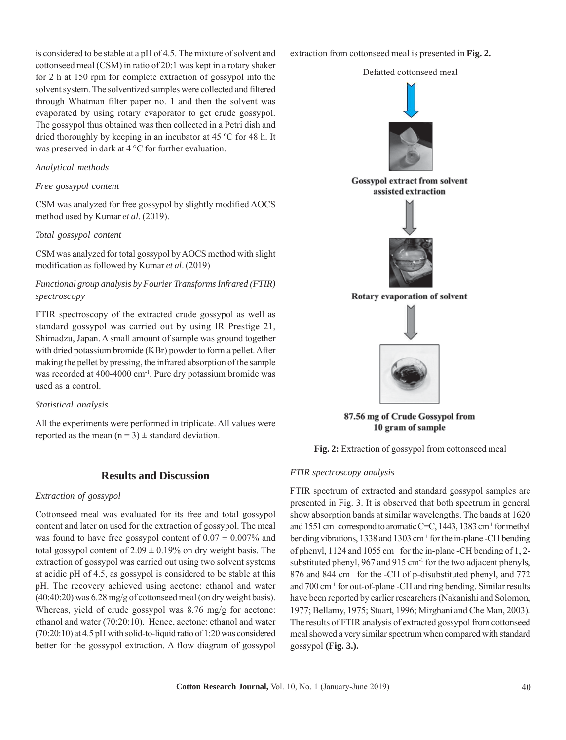is considered to be stable at a pH of 4.5. The mixture of solvent and cottonseed meal (CSM) in ratio of 20:1 was kept in a rotary shaker for 2 h at 150 rpm for complete extraction of gossypol into the solvent system. The solventized samples were collected and filtered through Whatman filter paper no. 1 and then the solvent was evaporated by using rotary evaporator to get crude gossypol. The gossypol thus obtained was then collected in a Petri dish and dried thoroughly by keeping in an incubator at 45 ºC for 48 h. It was preserved in dark at 4 °C for further evaluation.

*Analytical methods*

*Free gossypol content*

CSM was analyzed for free gossypol by slightly modified AOCS method used by Kumar *et al*. (2019).

*Total gossypol content*

CSM was analyzed for total gossypol by AOCS method with slight modification as followed by Kumar *et al*. (2019)

*Functional group analysis by Fourier Transforms Infrared (FTIR) spectroscopy*

FTIR spectroscopy of the extracted crude gossypol as well as standard gossypol was carried out by using IR Prestige 21, Shimadzu, Japan. A small amount of sample was ground together with dried potassium bromide (KBr) powder to form a pellet. After making the pellet by pressing, the infrared absorption of the sample was recorded at 400-4000 $cm^{-1}$. Pure dry potassium bromide was used as a control.

*Statistical analysis*

All the experiments were performed in triplicate. All values were reported as the mean (n = 3) ± standard deviation.

## Results and Discussion

*Extraction of gossypol*

Cottonseed meal was evaluated for its free and total gossypol content and later on used for the extraction of gossypol. The meal was found to have free gossypol content of 0.07 ± 0.007% and total gossypol content of 2.09 ± 0.19% on dry weight basis. The extraction of gossypol was carried out using two solvent systems at acidic pH of 4.5, as gossypol is considered to be stable at this pH. The recovery achieved using acetone: ethanol and water (40:40:20) was 6.28 mg/g of cottonseed meal (on dry weight basis). Whereas, yield of crude gossypol was 8.76 mg/g for acetone: ethanol and water (70:20:10). Hence, acetone: ethanol and water (70:20:10) at 4.5 pH with solid-to-liquid ratio of 1:20 was considered better for the gossypol extraction. A flow diagram of gossypol extraction from cottonseed meal is presented in **Fig. 2.**

Defatted cottonseed meal

**Gossypol extract from solvent assisted extraction**

**Rotary evaporation of solvent**

**87.56 mg of Crude Gossypol from 10 gram of sample**

**Fig. 2:** Extraction of gossypol from cottonseed meal

*FTIR spectroscopy analysis*

FTIR spectrum of extracted and standard gossypol samples are presented in Fig. 3. It is observed that both spectrum in general show absorption bands at similar wavelengths. The bands at 1620 and 1551 $cm^{-1}$ correspond to aromatic C=C, 1443, 1383 $cm^{-1}$ for methyl bending vibrations, 1338 and 1303 $cm^{-1}$ for the in-plane -CH bending of phenyl, 1124 and 1055 $cm^{-1}$ for the in-plane -CH bending of 1, 2-substituted phenyl, 967 and 915 $cm^{-1}$ for the two adjacent phenyls, 876 and 844 $cm^{-1}$ for the -CH of p-disubstituted phenyl, and 772 and 700 $cm^{-1}$ for out-of-plane -CH and ring bending. Similar results have been reported by earlier researchers (Nakanishi and Solomon, 1977; Bellamy, 1975; Stuart, 1996; Mirghani and Che Man, 2003). The results of FTIR analysis of extracted gossypol from cottonseed meal showed a very similar spectrum when compared with standard gossypol **(Fig. 3.).**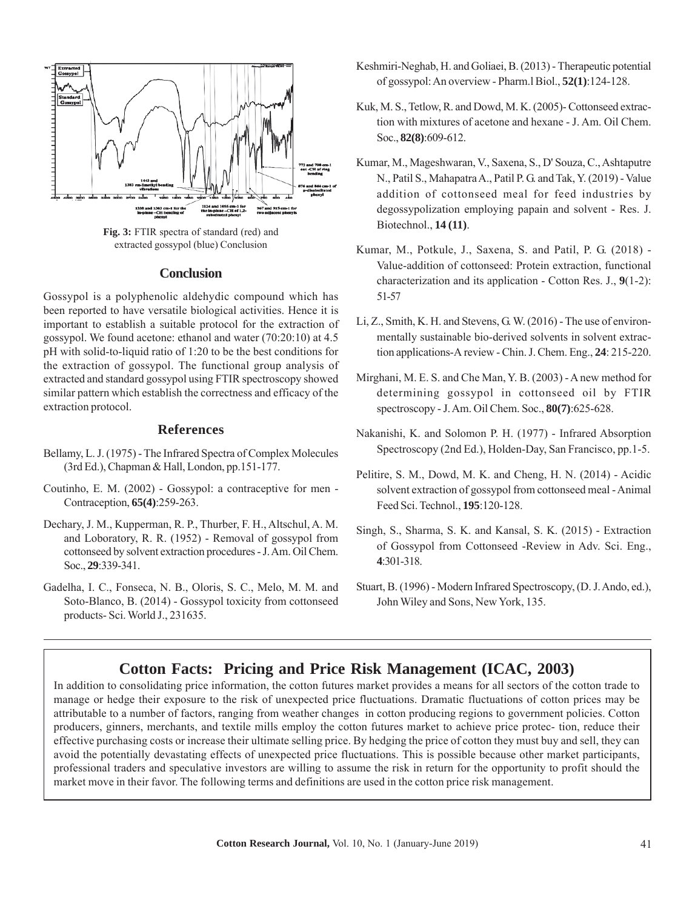Extracted Gossypol

Standard Gossypol

772 and 708 cm-1 out -CH of ring bending

876 and 844 cm-1 of p-disubstituted phenyl

1443 and 1383 cm-1methyl bending vibrations

1338 and 1363 cm-1 for the in-plane –CH bending of phenyl

1124 and 1055 cm-1 for the in-plane –CH of 1,2-substituted phenyl

967 and 915 cm-1 for two adjacent phenyls

**Fig. 3:** FTIR spectra of standard (red) and extracted gossypol (blue) Conclusion

## Conclusion

Gossypol is a polyphenolic aldehydic compound which has been reported to have versatile biological activities. Hence it is important to establish a suitable protocol for the extraction of gossypol. We found acetone: ethanol and water (70:20:10) at 4.5 pH with solid-to-liquid ratio of 1:20 to be the best conditions for the extraction of gossypol. The functional group analysis of extracted and standard gossypol using FTIR spectroscopy showed similar pattern which establish the correctness and efficacy of the extraction protocol.

## References

Bellamy, L. J. (1975) - The Infrared Spectra of Complex Molecules (3rd Ed.), Chapman & Hall, London, pp.151-177.

Coutinho, E. M. (2002) - Gossypol: a contraceptive for men - Contraception, **65(4)**:259-263.

Dechary, J. M., Kupperman, R. P., Thurber, F. H., Altschul, A. M. and Loboratory, R. R. (1952) - Removal of gossypol from cottonseed by solvent extraction procedures - J. Am. Oil Chem. Soc., **29**:339-341.

Gadelha, I. C., Fonseca, N. B., Oloris, S. C., Melo, M. M. and Soto-Blanco, B. (2014) - Gossypol toxicity from cottonseed products- Sci. World J., 231635.

Keshmiri-Neghab, H. and Goliaei, B. (2013) - Therapeutic potential of gossypol: An overview - Pharm.l Biol., **52(1)**:124-128.

Kuk, M. S., Tetlow, R. and Dowd, M. K. (2005)- Cottonseed extraction with mixtures of acetone and hexane - J. Am. Oil Chem. Soc., **82(8)**:609-612.

Kumar, M., Mageshwaran, V., Saxena, S., D' Souza, C., Ashtaputre N., Patil S., Mahapatra A., Patil P. G. and Tak, Y. (2019) - Value addition of cottonseed meal for feed industries by degossypolization employing papain and solvent - Res. J. Biotechnol., **14 (11)**.

Kumar, M., Potkule, J., Saxena, S. and Patil, P. G. (2018) - Value-addition of cottonseed: Protein extraction, functional characterization and its application - Cotton Res. J., **9**(1-2): 51-57

Li, Z., Smith, K. H. and Stevens, G. W. (2016) - The use of environmentally sustainable bio-derived solvents in solvent extraction applications-A review - Chin. J. Chem. Eng., **24**: 215-220.

Mirghani, M. E. S. and Che Man, Y. B. (2003) - A new method for determining gossypol in cottonseed oil by FTIR spectroscopy - J. Am. Oil Chem. Soc., **80(7)**:625-628.

Nakanishi, K. and Solomon P. H. (1977) - Infrared Absorption Spectroscopy (2nd Ed.), Holden-Day, San Francisco, pp.1-5.

Pelitire, S. M., Dowd, M. K. and Cheng, H. N. (2014) - Acidic solvent extraction of gossypol from cottonseed meal - Animal Feed Sci. Technol., **195**:120-128.

Singh, S., Sharma, S. K. and Kansal, S. K. (2015) - Extraction of Gossypol from Cottonseed -Review in Adv. Sci. Eng., **4**:301-318.

Stuart, B. (1996) - Modern Infrared Spectroscopy, (D. J. Ando, ed.), John Wiley and Sons, New York, 135.

## Cotton Facts: Pricing and Price Risk Management (ICAC, 2003)

In addition to consolidating price information, the cotton futures market provides a means for all sectors of the cotton trade to manage or hedge their exposure to the risk of unexpected price fluctuations. Dramatic fluctuations of cotton prices may be attributable to a number of factors, ranging from weather changes in cotton producing regions to government policies. Cotton producers, ginners, merchants, and textile mills employ the cotton futures market to achieve price protec- tion, reduce their effective purchasing costs or increase their ultimate selling price. By hedging the price of cotton they must buy and sell, they can avoid the potentially devastating effects of unexpected price fluctuations. This is possible because other market participants, professional traders and speculative investors are willing to assume the risk in return for the opportunity to profit should the market move in their favor. The following terms and definitions are used in the cotton price risk management.